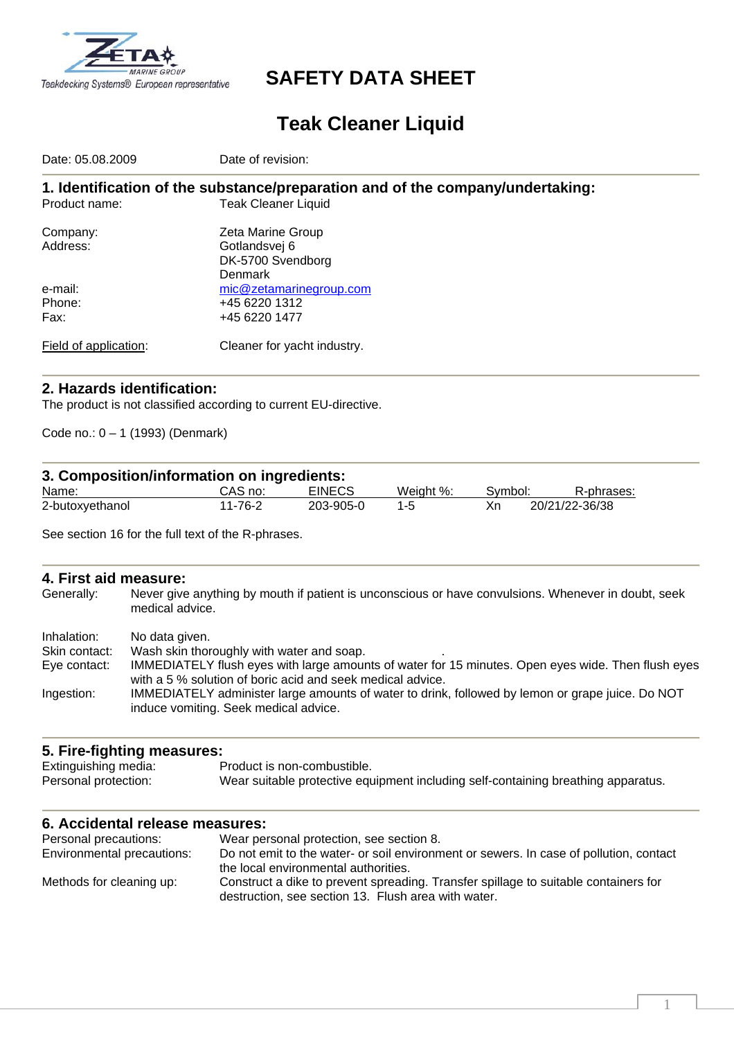Teakdecking Systems® European representative

# SAFETY DATA SHEET

# Teak Cleaner Liquid

Date: 05.08.2009 Date of revision:

## 1. Identification of the substance/preparation and of the company/undertaking:

Product name: Teak Cleaner Liquid

Company: Zeta Marine Group
Address: Gotlandsvej 6
DK-5700 Svendborg
Denmark
e-mail: mic@zetamarinegroup.com
Phone: +45 6220 1312
Fax: +45 6220 1477

Field of application: Cleaner for yacht industry.

## 2. Hazards identification:

The product is not classified according to current EU-directive.

Code no.: 0 – 1 (1993) (Denmark)

## 3. Composition/information on ingredients:

| Name: | CAS no: | EINECS | Weight %: | Symbol: | R-phrases: |
|---|---|---|---|---|---|
| 2-butoxyethanol | 11-76-2 | 203-905-0 | 1-5 | Xn | 20/21/22-36/38 |

See section 16 for the full text of the R-phrases.

## 4. First aid measure:

Generally: Never give anything by mouth if patient is unconscious or have convulsions. Whenever in doubt, seek medical advice.

Inhalation: No data given.
Skin contact: Wash skin thoroughly with water and soap.
Eye contact: IMMEDIATELY flush eyes with large amounts of water for 15 minutes. Open eyes wide. Then flush eyes with a 5 % solution of boric acid and seek medical advice.
Ingestion: IMMEDIATELY administer large amounts of water to drink, followed by lemon or grape juice. Do NOT induce vomiting. Seek medical advice.

## 5. Fire-fighting measures:

Extinguishing media: Product is non-combustible.
Personal protection: Wear suitable protective equipment including self-containing breathing apparatus.

## 6. Accidental release measures:

Personal precautions: Wear personal protection, see section 8.
Environmental precautions: Do not emit to the water- or soil environment or sewers. In case of pollution, contact the local environmental authorities.
Methods for cleaning up: Construct a dike to prevent spreading. Transfer spillage to suitable containers for destruction, see section 13. Flush area with water.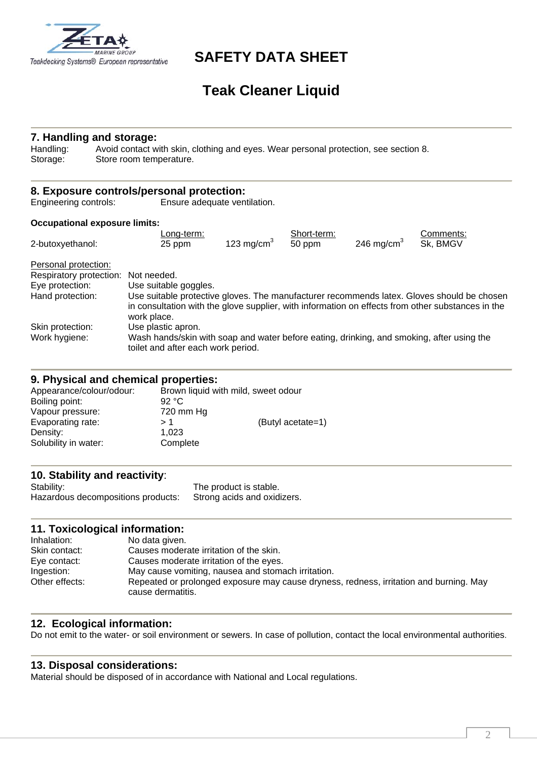# SAFETY DATA SHEET

## Teak Cleaner Liquid

### 7. Handling and storage:

Handling: Avoid contact with skin, clothing and eyes. Wear personal protection, see section 8.
Storage: Store room temperature.

### 8. Exposure controls/personal protection:

Engineering controls: Ensure adequate ventilation.

**Occupational exposure limits:**

| | Long-term: | | Short-term: | | Comments: |
|---|---|---|---|---|---|
| 2-butoxyethanol: | 25 ppm | 123 mg/cm$^3$ | 50 ppm | 246 mg/cm$^3$ | Sk, BMGV |

Personal protection:

Respiratory protection: Not needed.
Eye protection: Use suitable goggles.
Hand protection: Use suitable protective gloves. The manufacturer recommends latex. Gloves should be chosen in consultation with the glove supplier, with information on effects from other substances in the work place.
Skin protection: Use plastic apron.
Work hygiene: Wash hands/skin with soap and water before eating, drinking, and smoking, after using the toilet and after each work period.

### 9. Physical and chemical properties:

| | | |
|---|---|---|
| Appearance/colour/odour: | Brown liquid with mild, sweet odour | |
| Boiling point: | 92 °C | |
| Vapour pressure: | 720 mm Hg | |
| Evaporating rate: | > 1 | (Butyl acetate=1) |
| Density: | 1,023 | |
| Solubility in water: | Complete | |

### 10. Stability and reactivity:

Stability: The product is stable.
Hazardous decompositions products: Strong acids and oxidizers.

### 11. Toxicological information:

Inhalation: No data given.
Skin contact: Causes moderate irritation of the skin.
Eye contact: Causes moderate irritation of the eyes.
Ingestion: May cause vomiting, nausea and stomach irritation.
Other effects: Repeated or prolonged exposure may cause dryness, redness, irritation and burning. May cause dermatitis.

### 12. Ecological information:

Do not emit to the water- or soil environment or sewers. In case of pollution, contact the local environmental authorities.

### 13. Disposal considerations:

Material should be disposed of in accordance with National and Local regulations.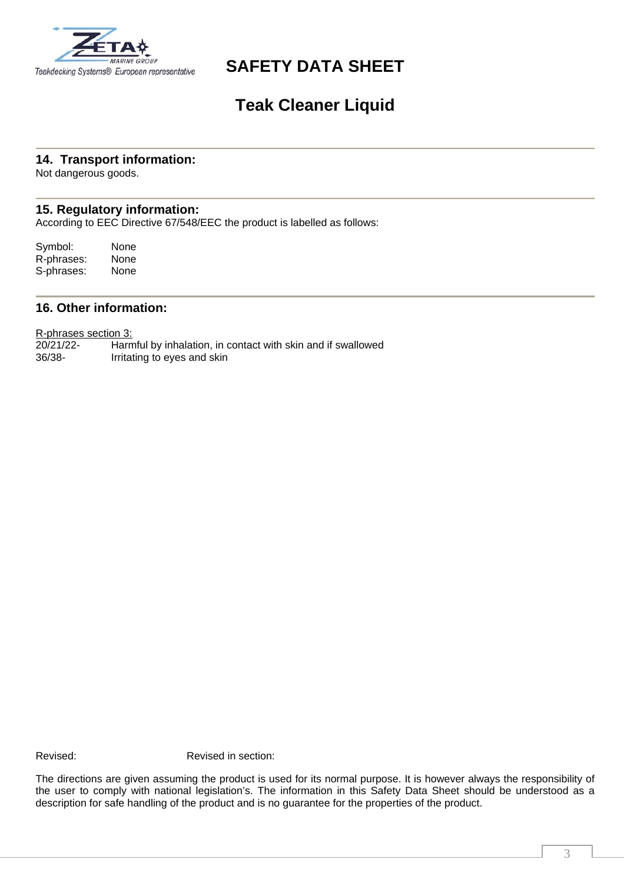## 14. Transport information:

Not dangerous goods.

## 15. Regulatory information:

According to EEC Directive 67/548/EEC the product is labelled as follows:

| | |
|---|---|
| Symbol: | None |
| R-phrases: | None |
| S-phrases: | None |

## 16. Other information:

R-phrases section 3:

| | |
|---|---|
| 20/21/22- | Harmful by inhalation, in contact with skin and if swallowed |
| 36/38- | Irritating to eyes and skin |

Revised: Revised in section:

The directions are given assuming the product is used for its normal purpose. It is however always the responsibility of the user to comply with national legislation's. The information in this Safety Data Sheet should be understood as a description for safe handling of the product and is no guarantee for the properties of the product.